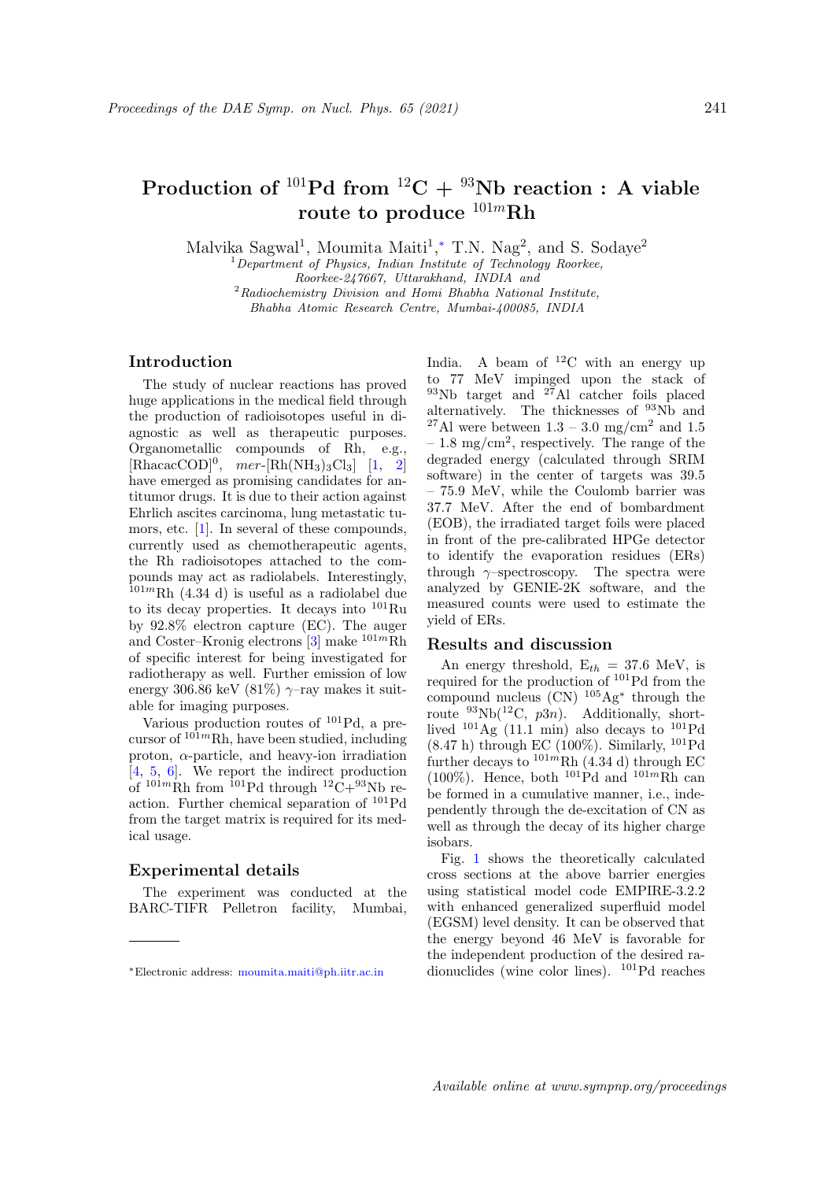# Production of $^{101}$Pd from $^{12}$C + $^{93}$Nb reaction : A viable route to produce $^{101m}$Rh

Malvika Sagwal[1], Moumita Maiti[1],* T.N. Nag[2], and S. Sodaye[2]

[1]*Department of Physics, Indian Institute of Technology Roorkee, Roorkee-247667, Uttarakhand, INDIA and*
[2]*Radiochemistry Division and Homi Bhabha National Institute, Bhabha Atomic Research Centre, Mumbai-400085, INDIA*

## Introduction

The study of nuclear reactions has proved huge applications in the medical field through the production of radioisotopes useful in diagnostic as well as therapeutic purposes. Organometallic compounds of Rh, e.g., [RhacacCOD]$^0$, *mer*-[Rh($NH_3$)$_3$$Cl_3$] [1, 2] have emerged as promising candidates for antitumor drugs. It is due to their action against Ehrlich ascites carcinoma, lung metastatic tumors, etc. [1]. In several of these compounds, currently used as chemotherapeutic agents, the Rh radioisotopes attached to the compounds may act as radiolabels. Interestingly, $^{101m}$Rh (4.34 d) is useful as a radiolabel due to its decay properties. It decays into $^{101}$Ru by 92.8% electron capture (EC). The auger and Coster–Kronig electrons [3] make $^{101m}$Rh of specific interest for being investigated for radiotherapy as well. Further emission of low energy 306.86 keV (81%) $\gamma$–ray makes it suitable for imaging purposes.

Various production routes of $^{101}$Pd, a precursor of $^{101m}$Rh, have been studied, including proton, $\alpha$-particle, and heavy-ion irradiation [4, 5, 6]. We report the indirect production of $^{101m}$Rh from $^{101}$Pd through $^{12}$C+$^{93}$Nb reaction. Further chemical separation of $^{101}$Pd from the target matrix is required for its medical usage.

## Experimental details

The experiment was conducted at the BARC-TIFR Pelletron facility, Mumbai, India. A beam of $^{12}$C with an energy up to 77 MeV impinged upon the stack of $^{93}$Nb target and $^{27}$Al catcher foils placed alternatively. The thicknesses of $^{93}$Nb and $^{27}$Al were between 1.3 – 3.0 mg/cm$^2$ and 1.5 – 1.8 mg/cm$^2$, respectively. The range of the degraded energy (calculated through SRIM software) in the center of targets was 39.5 – 75.9 MeV, while the Coulomb barrier was 37.7 MeV. After the end of bombardment (EOB), the irradiated target foils were placed in front of the pre-calibrated HPGe detector to identify the evaporation residues (ERs) through $\gamma$–spectroscopy. The spectra were analyzed by GENIE-2K software, and the measured counts were used to estimate the yield of ERs.

## Results and discussion

An energy threshold, $E_{th}$ = 37.6 MeV, is required for the production of $^{101}$Pd from the compound nucleus (CN) $^{105}$Ag$^*$ through the route $^{93}$Nb($^{12}$C, *p*3*n*). Additionally, short-lived $^{101}$Ag (11.1 min) also decays to $^{101}$Pd (8.47 h) through EC (100%). Similarly, $^{101}$Pd further decays to $^{101m}$Rh (4.34 d) through EC (100%). Hence, both $^{101}$Pd and $^{101m}$Rh can be formed in a cumulative manner, i.e., independently through the de-excitation of CN as well as through the decay of its higher charge isobars.

Fig. 1 shows the theoretically calculated cross sections at the above barrier energies using statistical model code EMPIRE-3.2.2 with enhanced generalized superfluid model (EGSM) level density. It can be observed that the energy beyond 46 MeV is favorable for the independent production of the desired radionuclides (wine color lines). $^{101}$Pd reaches

*Electronic address: moumita.maiti@ph.iitr.ac.in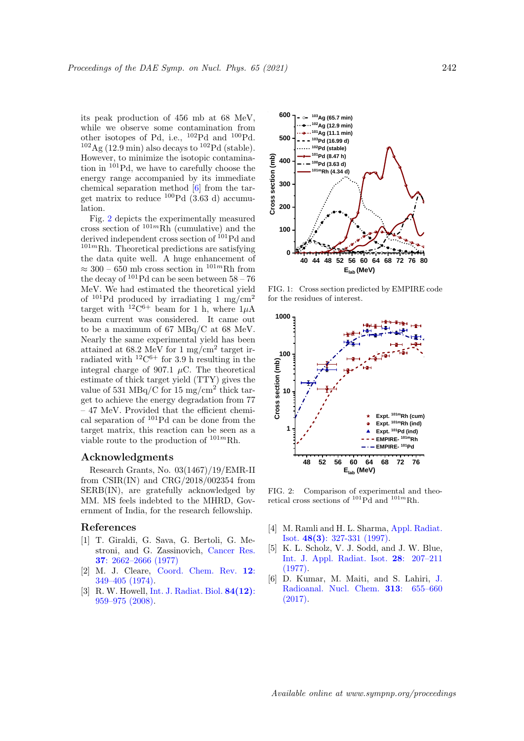its peak production of 456 mb at 68 MeV, while we observe some contamination from other isotopes of Pd, i.e., $^{102}$Pd and $^{100}$Pd. $^{102}$Ag (12.9 min) also decays to $^{102}$Pd (stable). However, to minimize the isotopic contamination in $^{101}$Pd, we have to carefully choose the energy range accompanied by its immediate chemical separation method [6] from the target matrix to reduce $^{100}$Pd (3.63 d) accumulation.

Fig. 2 depicts the experimentally measured cross section of $^{101m}$Rh (cumulative) and the derived independent cross section of $^{101}$Pd and $^{101m}$Rh. Theoretical predictions are satisfying the data quite well. A huge enhancement of $\approx$ 300 – 650 mb cross section in $^{101m}$Rh from the decay of $^{101}$Pd can be seen between 58 – 76 MeV. We had estimated the theoretical yield of $^{101}$Pd produced by irradiating 1 mg/cm$^2$ target with $^{12}C^{6+}$ beam for 1 h, where 1$\mu$A beam current was considered. It came out to be a maximum of 67 MBq/C at 68 MeV. Nearly the same experimental yield has been attained at 68.2 MeV for 1 mg/cm$^2$ target irradiated with $^{12}C^{6+}$ for 3.9 h resulting in the integral charge of 907.1 $\mu$C. The theoretical estimate of thick target yield (TTY) gives the value of 531 MBq/C for 15 mg/cm$^2$ thick target to achieve the energy degradation from 77 – 47 MeV. Provided that the efficient chemical separation of $^{101}$Pd can be done from the target matrix, this reaction can be seen as a viable route to the production of $^{101m}$Rh.

600
500
400
300
200
100
0
Cross section (mb)
$^{103}$Ag (65.7 min)
$^{102}$Ag (12.9 min)
$^{101}$Ag (11.1 min)
$^{103}$Pd (16.99 d)
$^{102}$Pd (stable)
$^{101}$Pd (8.47 h)
$^{100}$Pd (3.63 d)
$^{101m}$Rh (4.34 d)
40 44 48 52 56 60 64 68 72 76 80
$E_{lab}$ (MeV)

FIG. 1: Cross section predicted by EMPIRE code for the residues of interest.

1000
100
10
1
Cross section (mb)
Expt. $^{101m}$Rh (cum)
Expt. $^{101m}$Rh (ind)
Expt. $^{101}$Pd (ind)
EMPIRE- $^{101m}$Rh
EMPIRE- $^{101}$Pd
48 52 56 60 64 68 72 76
$E_{lab}$ (MeV)

FIG. 2: Comparison of experimental and theoretical cross sections of $^{101}$Pd and $^{101m}$Rh.

## Acknowledgments

Research Grants, No. 03(1467)/19/EMR-II from CSIR(IN) and CRG/2018/002354 from SERB(IN), are gratefully acknowledged by MM. MS feels indebted to the MHRD, Government of India, for the research fellowship.

## References

[1] T. Giraldi, G. Sava, G. Bertoli, G. Mestroni, and G. Zassinovich, Cancer Res. **37**: 2662–2666 (1977)

[2] M. J. Cleare, Coord. Chem. Rev. **12**: 349–405 (1974).

[3] R. W. Howell, Int. J. Radiat. Biol. **84(12)**: 959–975 (2008).

[4] M. Ramli and H. L. Sharma, Appl. Radiat. Isot. **48(3)**: 327-331 (1997).

[5] K. L. Scholz, V. J. Sodd, and J. W. Blue, Int. J. Appl. Radiat. Isot. **28**: 207–211 (1977).

[6] D. Kumar, M. Maiti, and S. Lahiri, J. Radioanal. Nucl. Chem. **313**: 655–660 (2017).